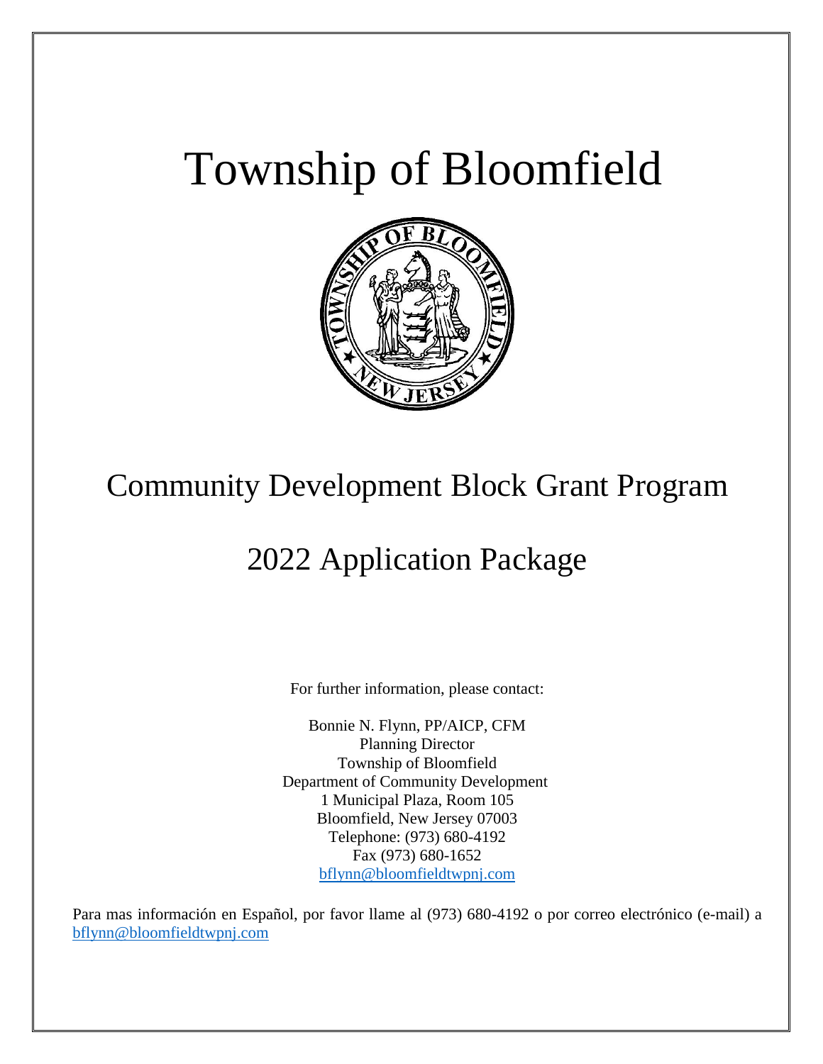# Township of Bloomfield

## Community Development Block Grant Program

## 2022 Application Package

For further information, please contact:

Bonnie N. Flynn, PP/AICP, CFM
Planning Director
Township of Bloomfield
Department of Community Development
1 Municipal Plaza, Room 105
Bloomfield, New Jersey 07003
Telephone: (973) 680-4192
Fax (973) 680-1652
bflynn@bloomfieldtwpnj.com

Para mas información en Español, por favor llame al (973) 680-4192 o por correo electrónico (e-mail) a bflynn@bloomfieldtwpnj.com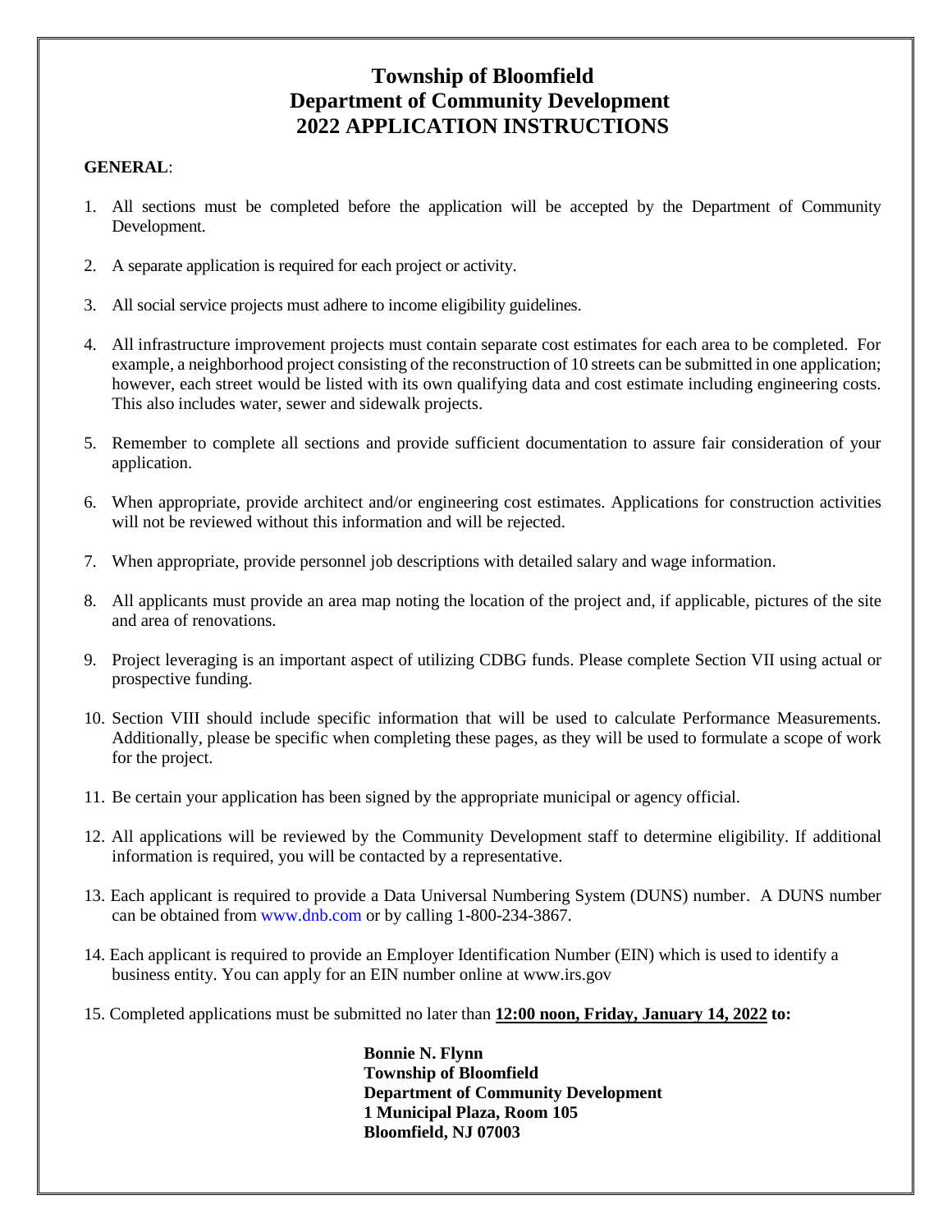# Township of Bloomfield
# Department of Community Development
# 2022 APPLICATION INSTRUCTIONS

**GENERAL**:

1. All sections must be completed before the application will be accepted by the Department of Community Development.

2. A separate application is required for each project or activity.

3. All social service projects must adhere to income eligibility guidelines.

4. All infrastructure improvement projects must contain separate cost estimates for each area to be completed. For example, a neighborhood project consisting of the reconstruction of 10 streets can be submitted in one application; however, each street would be listed with its own qualifying data and cost estimate including engineering costs. This also includes water, sewer and sidewalk projects.

5. Remember to complete all sections and provide sufficient documentation to assure fair consideration of your application.

6. When appropriate, provide architect and/or engineering cost estimates. Applications for construction activities will not be reviewed without this information and will be rejected.

7. When appropriate, provide personnel job descriptions with detailed salary and wage information.

8. All applicants must provide an area map noting the location of the project and, if applicable, pictures of the site and area of renovations.

9. Project leveraging is an important aspect of utilizing CDBG funds. Please complete Section VII using actual or prospective funding.

10. Section VIII should include specific information that will be used to calculate Performance Measurements. Additionally, please be specific when completing these pages, as they will be used to formulate a scope of work for the project.

11. Be certain your application has been signed by the appropriate municipal or agency official.

12. All applications will be reviewed by the Community Development staff to determine eligibility. If additional information is required, you will be contacted by a representative.

13. Each applicant is required to provide a Data Universal Numbering System (DUNS) number. A DUNS number can be obtained from www.dnb.com or by calling 1-800-234-3867.

14. Each applicant is required to provide an Employer Identification Number (EIN) which is used to identify a business entity. You can apply for an EIN number online at www.irs.gov

15. Completed applications must be submitted no later than **12:00 noon, Friday, January 14, 2022 to:**

**Bonnie N. Flynn**
**Township of Bloomfield**
**Department of Community Development**
**1 Municipal Plaza, Room 105**
**Bloomfield, NJ 07003**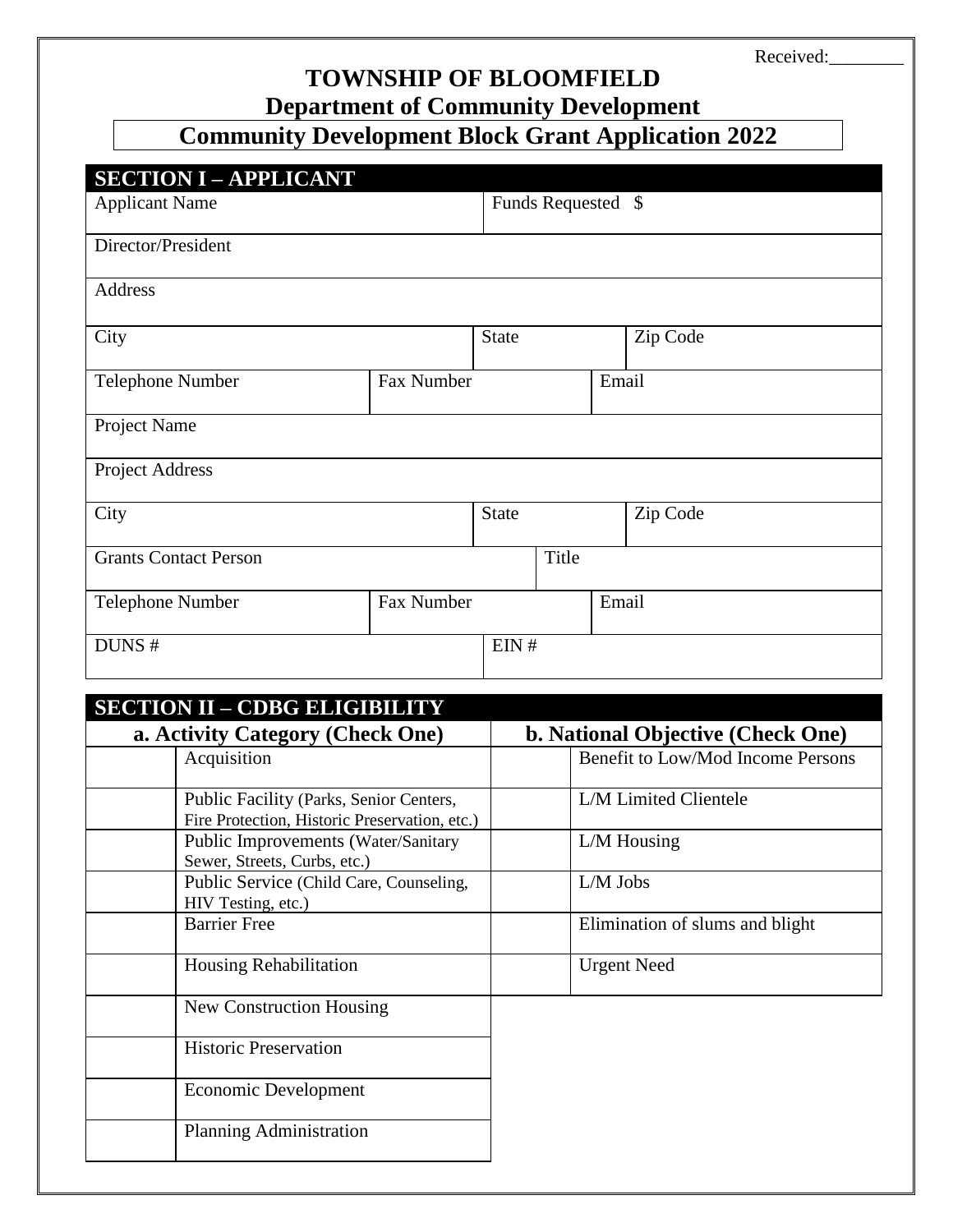Received:________

# TOWNSHIP OF BLOOMFIELD

## Department of Community Development

## Community Development Block Grant Application 2022

| SECTION I – APPLICANT | | | |
|---|---|---|---|
| Applicant Name | | Funds Requested $ | |
| Director/President | | | |
| Address | | | |
| City | | State | Zip Code |
| Telephone Number | Fax Number | | Email |
| Project Name | | | |
| Project Address | | | |
| City | | State | Zip Code |
| Grants Contact Person | | Title | |
| Telephone Number | Fax Number | | Email |
| DUNS # | | EIN # | |

### SECTION II – CDBG ELIGIBILITY

| a. Activity Category (Check One) | | b. National Objective (Check One) | |
|---|---|---|---|
| | Acquisition | | Benefit to Low/Mod Income Persons |
| | Public Facility (Parks, Senior Centers, Fire Protection, Historic Preservation, etc.) | | L/M Limited Clientele |
| | Public Improvements (Water/Sanitary Sewer, Streets, Curbs, etc.) | | L/M Housing |
| | Public Service (Child Care, Counseling, HIV Testing, etc.) | | L/M Jobs |
| | Barrier Free | | Elimination of slums and blight |
| | Housing Rehabilitation | | Urgent Need |
| | New Construction Housing | | |
| | Historic Preservation | | |
| | Economic Development | | |
| | Planning Administration | | |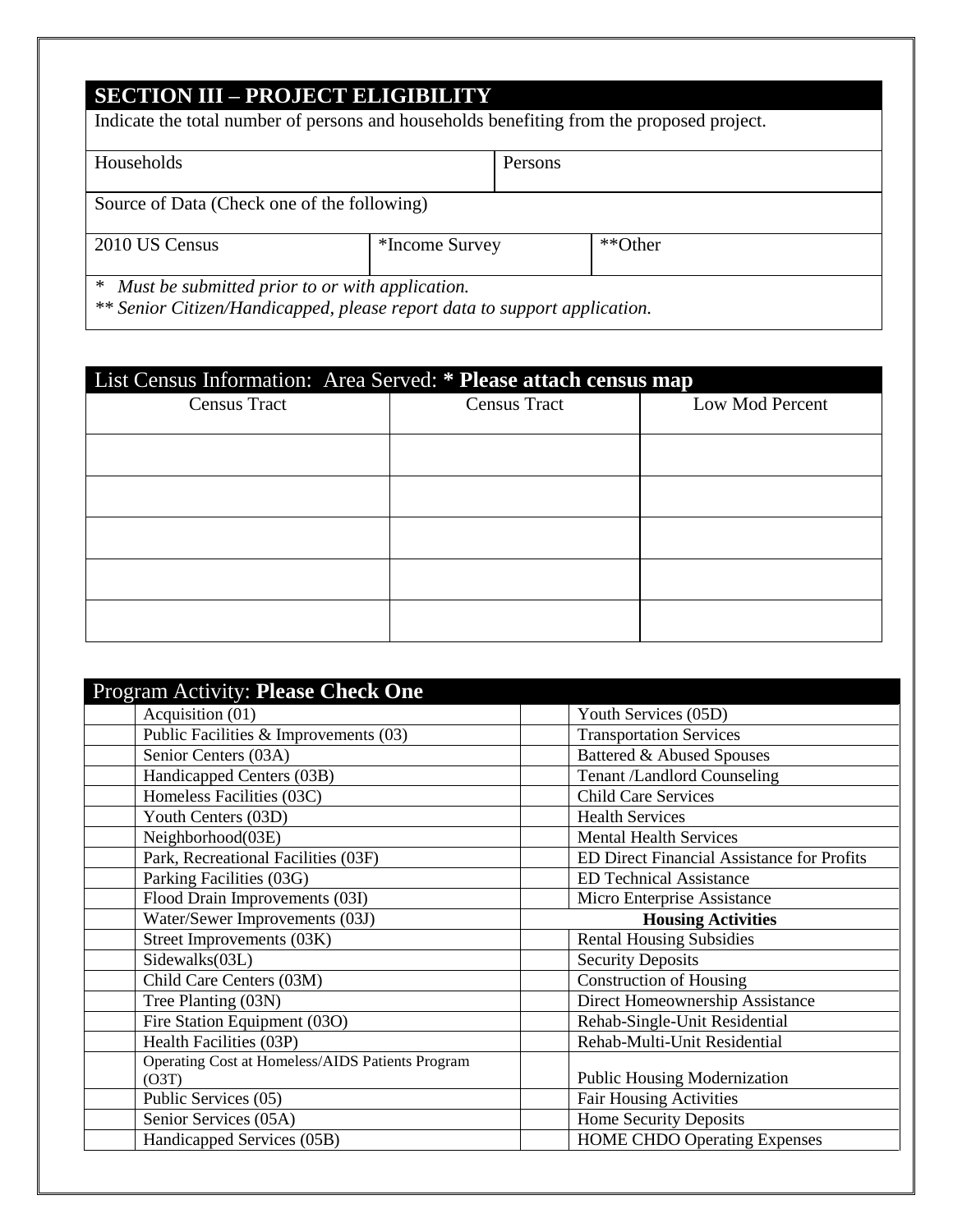## SECTION III – PROJECT ELIGIBILITY

Indicate the total number of persons and households benefiting from the proposed project.

| Households | Persons |
|---|---|
| | |

Source of Data (Check one of the following)

| 2010 US Census | *Income Survey | **Other |
|---|---|---|

*\* Must be submitted prior to or with application.*
*\*\* Senior Citizen/Handicapped, please report data to support application.*

## List Census Information: Area Served: **\* Please attach census map**

| Census Tract | Census Tract | Low Mod Percent |
|---|---|---|
| | | |
| | | |
| | | |
| | | |
| | | |

## Program Activity: **Please Check One**

| | | | |
|---|---|---|---|
| | Acquisition (01) | | Youth Services (05D) |
| | Public Facilities & Improvements (03) | | Transportation Services |
| | Senior Centers (03A) | | Battered & Abused Spouses |
| | Handicapped Centers (03B) | | Tenant /Landlord Counseling |
| | Homeless Facilities (03C) | | Child Care Services |
| | Youth Centers (03D) | | Health Services |
| | Neighborhood(03E) | | Mental Health Services |
| | Park, Recreational Facilities (03F) | | ED Direct Financial Assistance for Profits |
| | Parking Facilities (03G) | | ED Technical Assistance |
| | Flood Drain Improvements (03I) | | Micro Enterprise Assistance |
| | Water/Sewer Improvements (03J) | | **Housing Activities** |
| | Street Improvements (03K) | | Rental Housing Subsidies |
| | Sidewalks(03L) | | Security Deposits |
| | Child Care Centers (03M) | | Construction of Housing |
| | Tree Planting (03N) | | Direct Homeownership Assistance |
| | Fire Station Equipment (03O) | | Rehab-Single-Unit Residential |
| | Health Facilities (03P) | | Rehab-Multi-Unit Residential |
| | Operating Cost at Homeless/AIDS Patients Program (O3T) | | Public Housing Modernization |
| | Public Services (05) | | Fair Housing Activities |
| | Senior Services (05A) | | Home Security Deposits |
| | Handicapped Services (05B) | | HOME CHDO Operating Expenses |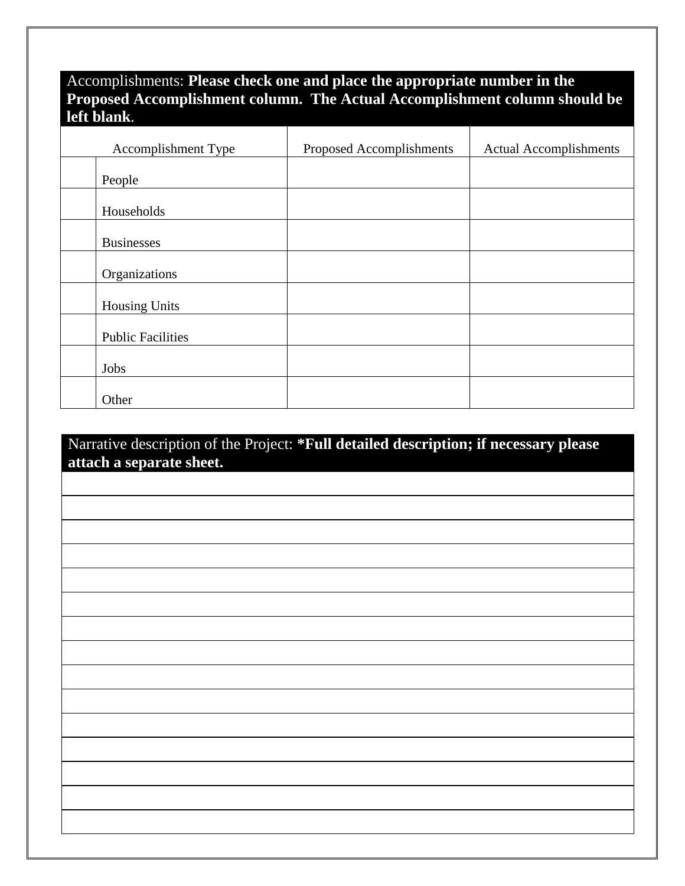Accomplishments: **Please check one and place the appropriate number in the Proposed Accomplishment column. The Actual Accomplishment column should be left blank**.

| | Accomplishment Type | Proposed Accomplishments | Actual Accomplishments |
|---|---|---|---|
| | People | | |
| | Households | | |
| | Businesses | | |
| | Organizations | | |
| | Housing Units | | |
| | Public Facilities | | |
| | Jobs | | |
| | Other | | |

Narrative description of the Project: **\*Full detailed description; if necessary please attach a separate sheet.**

| |
|---|
| |
| |
| |
| |
| |
| |
| |
| |
| |
| |
| |
| |
| |
| |
| |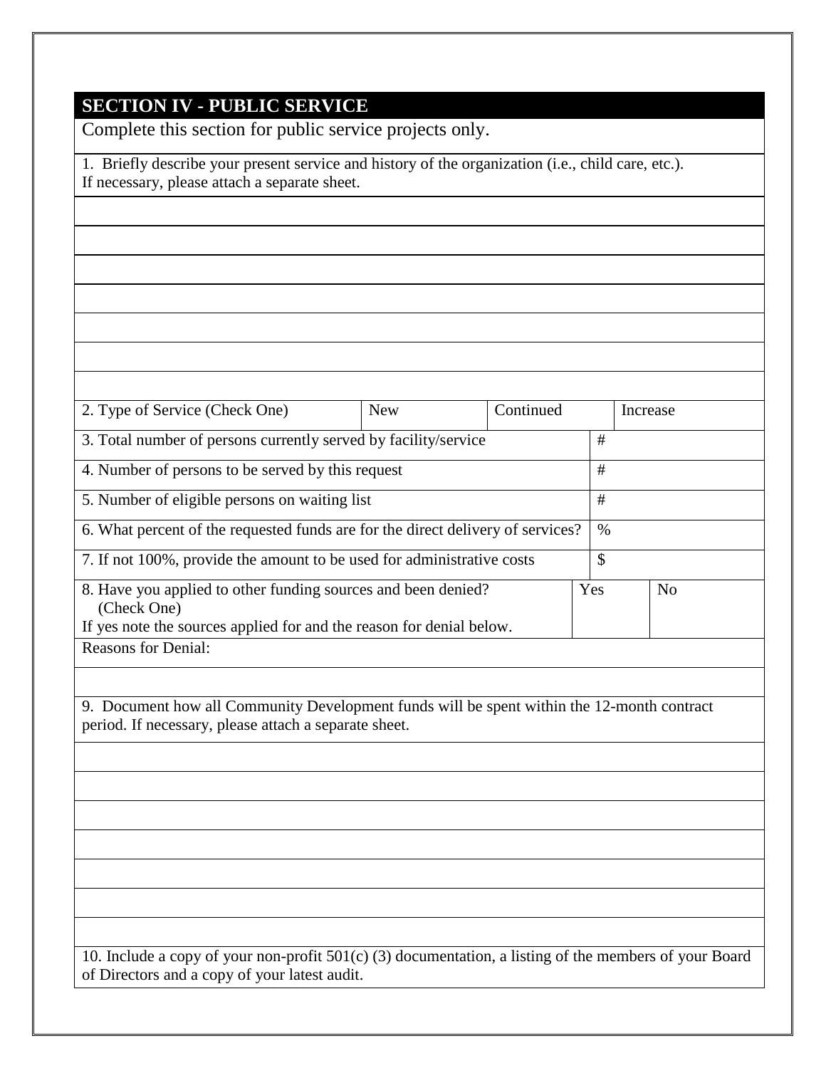## SECTION IV - PUBLIC SERVICE

Complete this section for public service projects only.

1. Briefly describe your present service and history of the organization (i.e., child care, etc.). If necessary, please attach a separate sheet.

| 2. Type of Service (Check One) | New | Continued | Increase |
|---|---|---|---|

| | |
|---|---|
| 3. Total number of persons currently served by facility/service | # |
| 4. Number of persons to be served by this request | # |
| 5. Number of eligible persons on waiting list | # |
| 6. What percent of the requested funds are for the direct delivery of services? | % |
| 7. If not 100%, provide the amount to be used for administrative costs | $ |

| 8. Have you applied to other funding sources and been denied? (Check One) If yes note the sources applied for and the reason for denial below. | Yes | No |
|---|---|---|

Reasons for Denial:

9. Document how all Community Development funds will be spent within the 12-month contract period. If necessary, please attach a separate sheet.

10. Include a copy of your non-profit 501(c) (3) documentation, a listing of the members of your Board of Directors and a copy of your latest audit.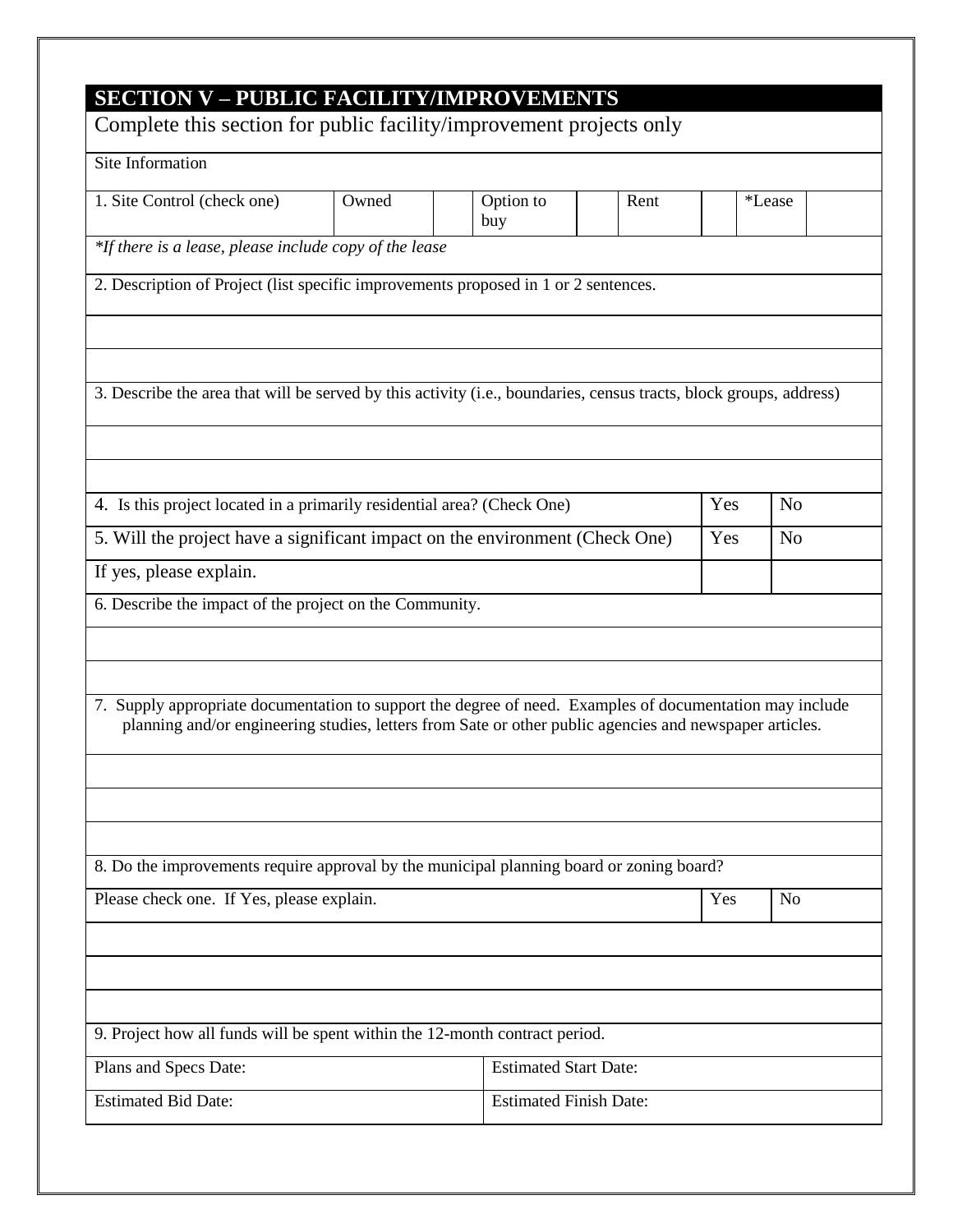## SECTION V – PUBLIC FACILITY/IMPROVEMENTS

Complete this section for public facility/improvement projects only

Site Information

| 1. Site Control (check one) | Owned | | Option to buy | | Rent | | *Lease | |
|---|---|---|---|---|---|---|---|---|

*If there is a lease, please include copy of the lease*

2. Description of Project (list specific improvements proposed in 1 or 2 sentences.

3. Describe the area that will be served by this activity (i.e., boundaries, census tracts, block groups, address)

| | | |
|---|---|---|
| 4. Is this project located in a primarily residential area? (Check One) | Yes | No |
| 5. Will the project have a significant impact on the environment (Check One) | Yes | No |
| If yes, please explain. | | |

6. Describe the impact of the project on the Community.

7. Supply appropriate documentation to support the degree of need. Examples of documentation may include planning and/or engineering studies, letters from Sate or other public agencies and newspaper articles.

8. Do the improvements require approval by the municipal planning board or zoning board?

| | | |
|---|---|---|
| Please check one. If Yes, please explain. | Yes | No |

9. Project how all funds will be spent within the 12-month contract period.

| | |
|---|---|
| Plans and Specs Date: | Estimated Start Date: |
| Estimated Bid Date: | Estimated Finish Date: |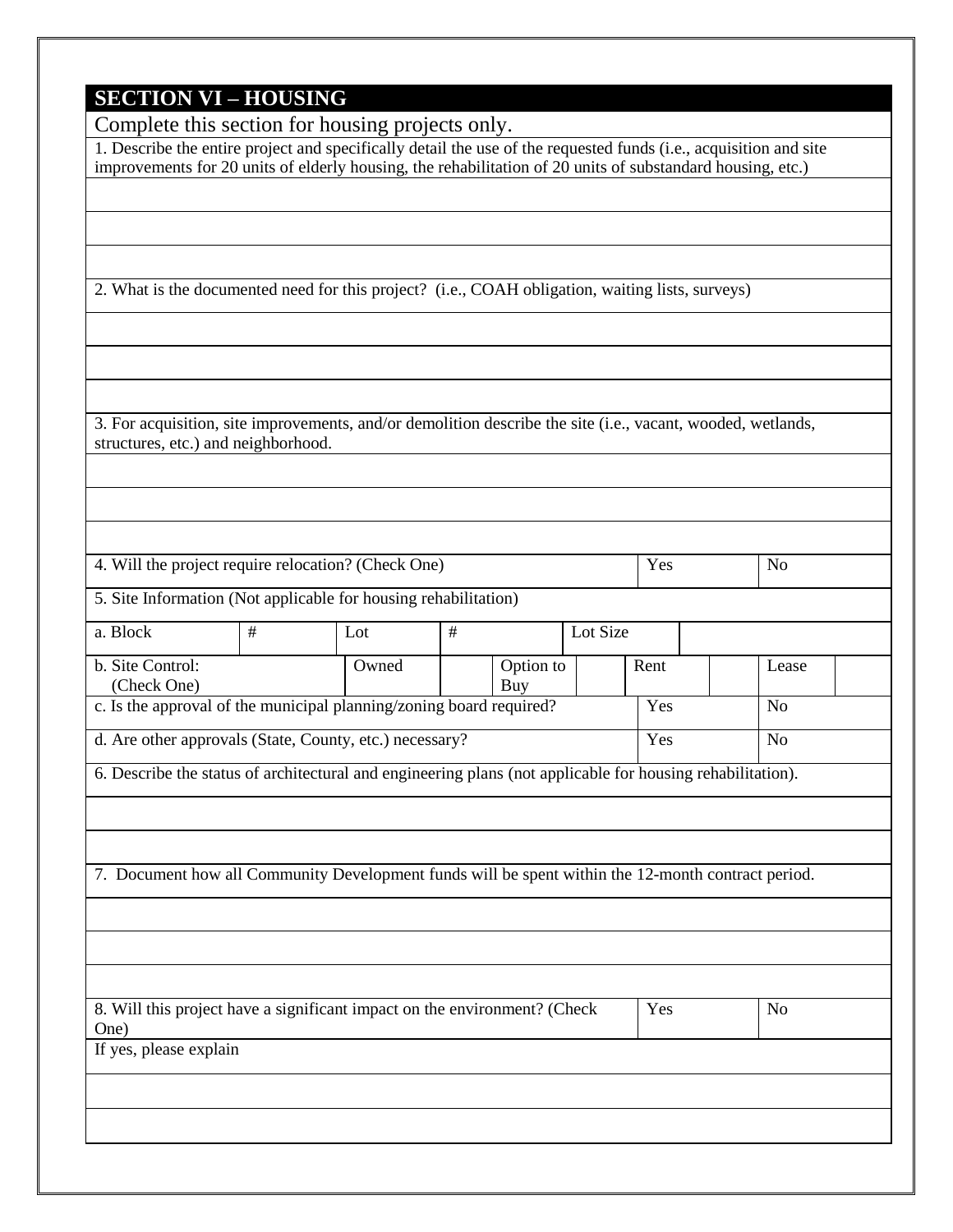## SECTION VI – HOUSING

Complete this section for housing projects only.

1. Describe the entire project and specifically detail the use of the requested funds (i.e., acquisition and site improvements for 20 units of elderly housing, the rehabilitation of 20 units of substandard housing, etc.)

2. What is the documented need for this project? (i.e., COAH obligation, waiting lists, surveys)

3. For acquisition, site improvements, and/or demolition describe the site (i.e., vacant, wooded, wetlands, structures, etc.) and neighborhood.

| 4. Will the project require relocation? (Check One) | Yes | | No | |
|---|---|---|---|---|

5. Site Information (Not applicable for housing rehabilitation)

| a. Block | # | Lot | # | Lot Size | |
|---|---|---|---|---|---|

| b. Site Control: (Check One) | Owned | | Option to Buy | | Rent | | Lease | |
|---|---|---|---|---|---|---|---|---|

| c. Is the approval of the municipal planning/zoning board required? | Yes | | No | |
|---|---|---|---|---|
| d. Are other approvals (State, County, etc.) necessary? | Yes | | No | |

6. Describe the status of architectural and engineering plans (not applicable for housing rehabilitation).

7. Document how all Community Development funds will be spent within the 12-month contract period.

| 8. Will this project have a significant impact on the environment? (Check One) | Yes | | No | |
|---|---|---|---|---|

If yes, please explain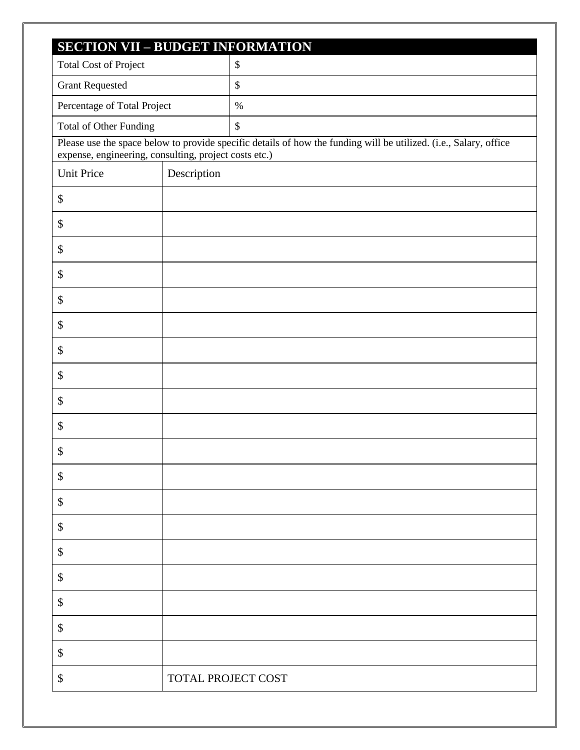## SECTION VII – BUDGET INFORMATION

| | |
|---|---|
| Total Cost of Project | $ |
| Grant Requested | $ |
| Percentage of Total Project | % |
| Total of Other Funding | $ |

Please use the space below to provide specific details of how the funding will be utilized. (i.e., Salary, office expense, engineering, consulting, project costs etc.)

| Unit Price | Description |
|---|---|
| $ | |
| $ | |
| $ | |
| $ | |
| $ | |
| $ | |
| $ | |
| $ | |
| $ | |
| $ | |
| $ | |
| $ | |
| $ | |
| $ | |
| $ | |
| $ | |
| $ | |
| $ | |
| $ | |
| $ | TOTAL PROJECT COST |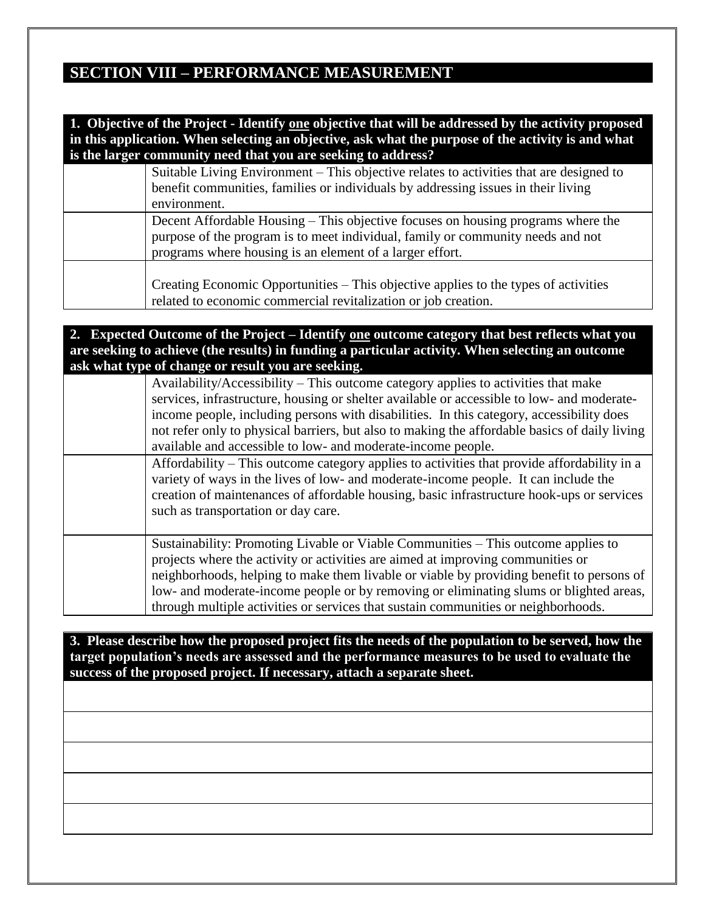## SECTION VIII – PERFORMANCE MEASUREMENT

| **1. Objective of the Project - Identify one objective that will be addressed by the activity proposed in this application. When selecting an objective, ask what the purpose of the activity is and what is the larger community need that you are seeking to address?** | |
|---|---|
| | Suitable Living Environment – This objective relates to activities that are designed to benefit communities, families or individuals by addressing issues in their living environment. |
| | Decent Affordable Housing – This objective focuses on housing programs where the purpose of the program is to meet individual, family or community needs and not programs where housing is an element of a larger effort. |
| | Creating Economic Opportunities – This objective applies to the types of activities related to economic commercial revitalization or job creation. |

| **2. Expected Outcome of the Project – Identify one outcome category that best reflects what you are seeking to achieve (the results) in funding a particular activity. When selecting an outcome ask what type of change or result you are seeking.** | |
|---|---|
| | Availability/Accessibility – This outcome category applies to activities that make services, infrastructure, housing or shelter available or accessible to low- and moderate-income people, including persons with disabilities. In this category, accessibility does not refer only to physical barriers, but also to making the affordable basics of daily living available and accessible to low- and moderate-income people. |
| | Affordability – This outcome category applies to activities that provide affordability in a variety of ways in the lives of low- and moderate-income people. It can include the creation of maintenances of affordable housing, basic infrastructure hook-ups or services such as transportation or day care. |
| | Sustainability: Promoting Livable or Viable Communities – This outcome applies to projects where the activity or activities are aimed at improving communities or neighborhoods, helping to make them livable or viable by providing benefit to persons of low- and moderate-income people or by removing or eliminating slums or blighted areas, through multiple activities or services that sustain communities or neighborhoods. |

| **3. Please describe how the proposed project fits the needs of the population to be served, how the target population's needs are assessed and the performance measures to be used to evaluate the success of the proposed project. If necessary, attach a separate sheet.** |
|---|
| |
| |
| |
| |
| |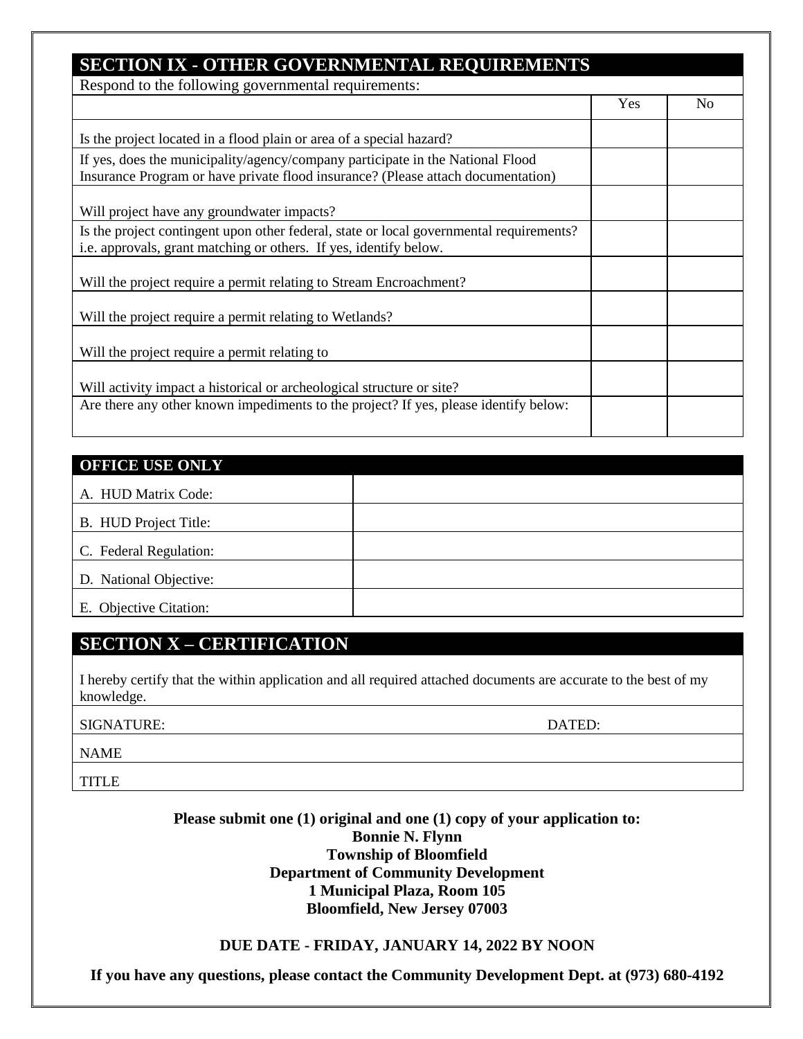## SECTION IX - OTHER GOVERNMENTAL REQUIREMENTS

Respond to the following governmental requirements:

| | Yes | No |
|---|---|---|
| Is the project located in a flood plain or area of a special hazard? | | |
| If yes, does the municipality/agency/company participate in the National Flood Insurance Program or have private flood insurance? (Please attach documentation) | | |
| Will project have any groundwater impacts? | | |
| Is the project contingent upon other federal, state or local governmental requirements? i.e. approvals, grant matching or others. If yes, identify below. | | |
| Will the project require a permit relating to Stream Encroachment? | | |
| Will the project require a permit relating to Wetlands? | | |
| Will the project require a permit relating to | | |
| Will activity impact a historical or archeological structure or site? | | |
| Are there any other known impediments to the project? If yes, please identify below: | | |

## OFFICE USE ONLY

| | |
|---|---|
| A. HUD Matrix Code: | |
| B. HUD Project Title: | |
| C. Federal Regulation: | |
| D. National Objective: | |
| E. Objective Citation: | |

## SECTION X – CERTIFICATION

I hereby certify that the within application and all required attached documents are accurate to the best of my knowledge.

SIGNATURE: DATED:

NAME

TITLE

**Please submit one (1) original and one (1) copy of your application to:**
**Bonnie N. Flynn**
**Township of Bloomfield**
**Department of Community Development**
**1 Municipal Plaza, Room 105**
**Bloomfield, New Jersey 07003**

**DUE DATE - FRIDAY, JANUARY 14, 2022 BY NOON**

**If you have any questions, please contact the Community Development Dept. at (973) 680-4192**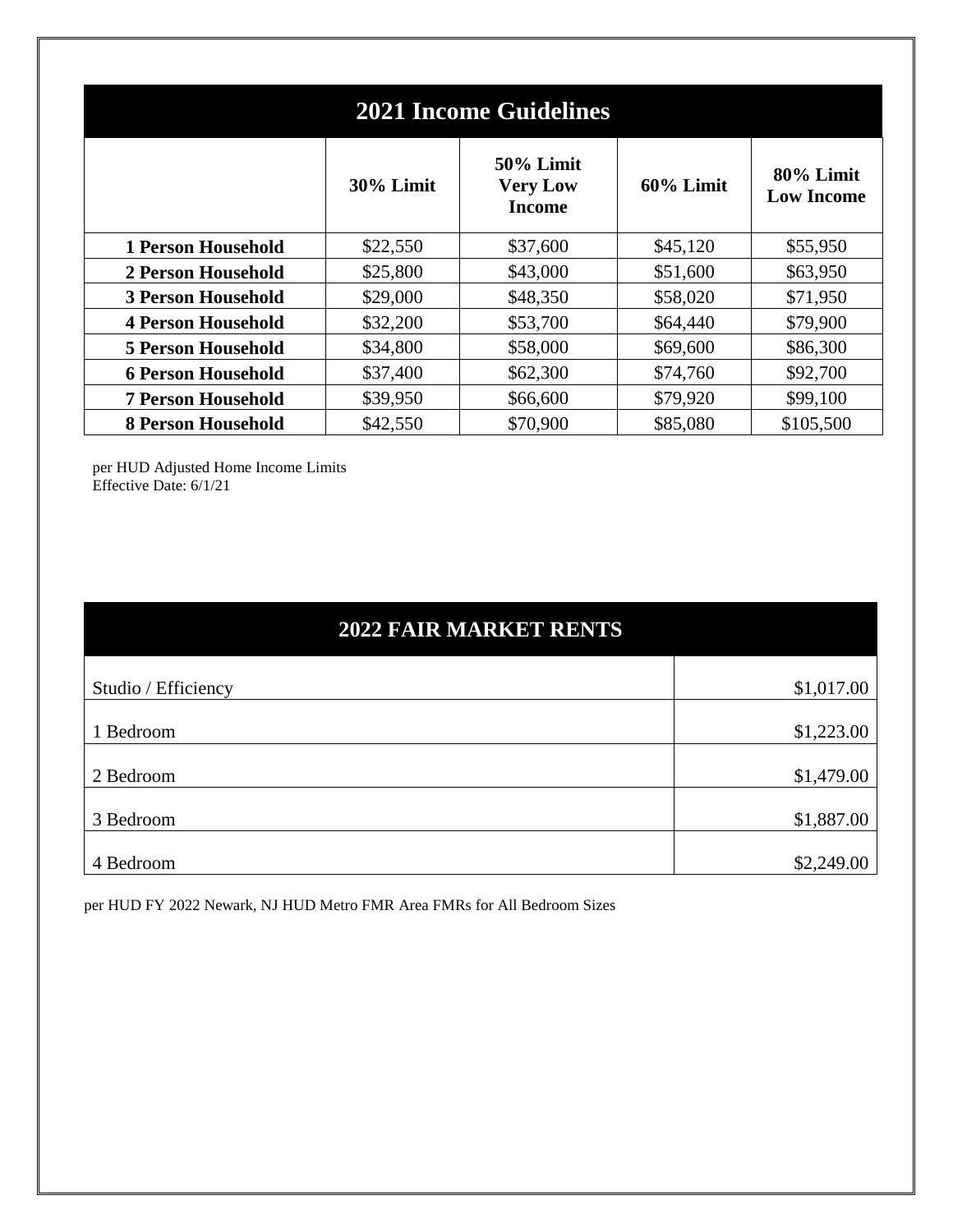## 2021 Income Guidelines

| | 30% Limit | 50% Limit Very Low Income | 60% Limit | 80% Limit Low Income |
|---|---|---|---|---|
| **1 Person Household** | $22,550 | $37,600 | $45,120 | $55,950 |
| **2 Person Household** | $25,800 | $43,000 | $51,600 | $63,950 |
| **3 Person Household** | $29,000 | $48,350 | $58,020 | $71,950 |
| **4 Person Household** | $32,200 | $53,700 | $64,440 | $79,900 |
| **5 Person Household** | $34,800 | $58,000 | $69,600 | $86,300 |
| **6 Person Household** | $37,400 | $62,300 | $74,760 | $92,700 |
| **7 Person Household** | $39,950 | $66,600 | $79,920 | $99,100 |
| **8 Person Household** | $42,550 | $70,900 | $85,080 | $105,500 |

per HUD Adjusted Home Income Limits
Effective Date: 6/1/21

## 2022 FAIR MARKET RENTS

| | |
|---|---|
| Studio / Efficiency | $1,017.00 |
| 1 Bedroom | $1,223.00 |
| 2 Bedroom | $1,479.00 |
| 3 Bedroom | $1,887.00 |
| 4 Bedroom | $2,249.00 |

per HUD FY 2022 Newark, NJ HUD Metro FMR Area FMRs for All Bedroom Sizes